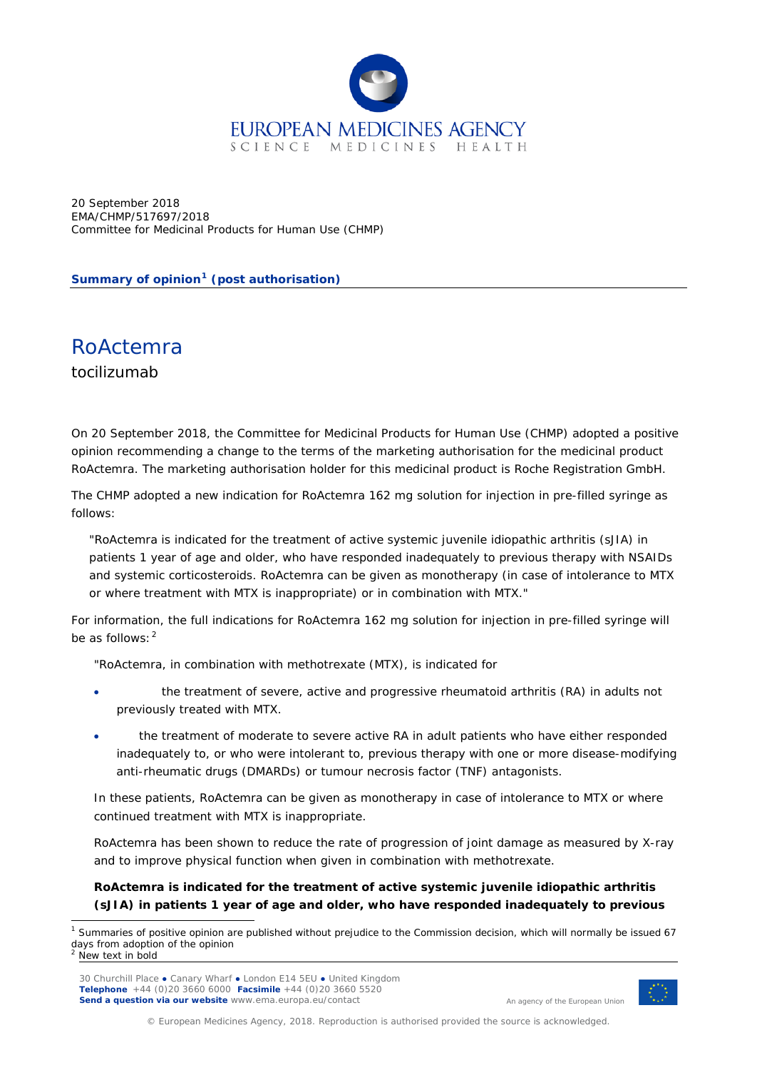20 September 2018
EMA/CHMP/517697/2018
Committee for Medicinal Products for Human Use (CHMP)

**Summary of opinion[1] (post authorisation)**

# RoActemra

tocilizumab

On 20 September 2018, the Committee for Medicinal Products for Human Use (CHMP) adopted a positive opinion recommending a change to the terms of the marketing authorisation for the medicinal product RoActemra. The marketing authorisation holder for this medicinal product is Roche Registration GmbH.

The CHMP adopted a new indication for RoActemra 162 mg solution for injection in pre-filled syringe as follows:

> "RoActemra is indicated for the treatment of active systemic juvenile idiopathic arthritis (sJIA) in patients 1 year of age and older, who have responded inadequately to previous therapy with NSAIDs and systemic corticosteroids. RoActemra can be given as monotherapy (in case of intolerance to MTX or where treatment with MTX is inappropriate) or in combination with MTX."

For information, the full indications for RoActemra 162 mg solution for injection in pre-filled syringe will be as follows:[2]

> "RoActemra, in combination with methotrexate (MTX), is indicated for
>
> - the treatment of severe, active and progressive rheumatoid arthritis (RA) in adults not previously treated with MTX.
> - the treatment of moderate to severe active RA in adult patients who have either responded inadequately to, or who were intolerant to, previous therapy with one or more disease-modifying anti-rheumatic drugs (DMARDs) or tumour necrosis factor (TNF) antagonists.
>
> In these patients, RoActemra can be given as monotherapy in case of intolerance to MTX or where continued treatment with MTX is inappropriate.
>
> RoActemra has been shown to reduce the rate of progression of joint damage as measured by X-ray and to improve physical function when given in combination with methotrexate.
>
> **RoActemra is indicated for the treatment of active systemic juvenile idiopathic arthritis (sJIA) in patients 1 year of age and older, who have responded inadequately to previous**

[1] Summaries of positive opinion are published without prejudice to the Commission decision, which will normally be issued 67 days from adoption of the opinion

[2] New text in bold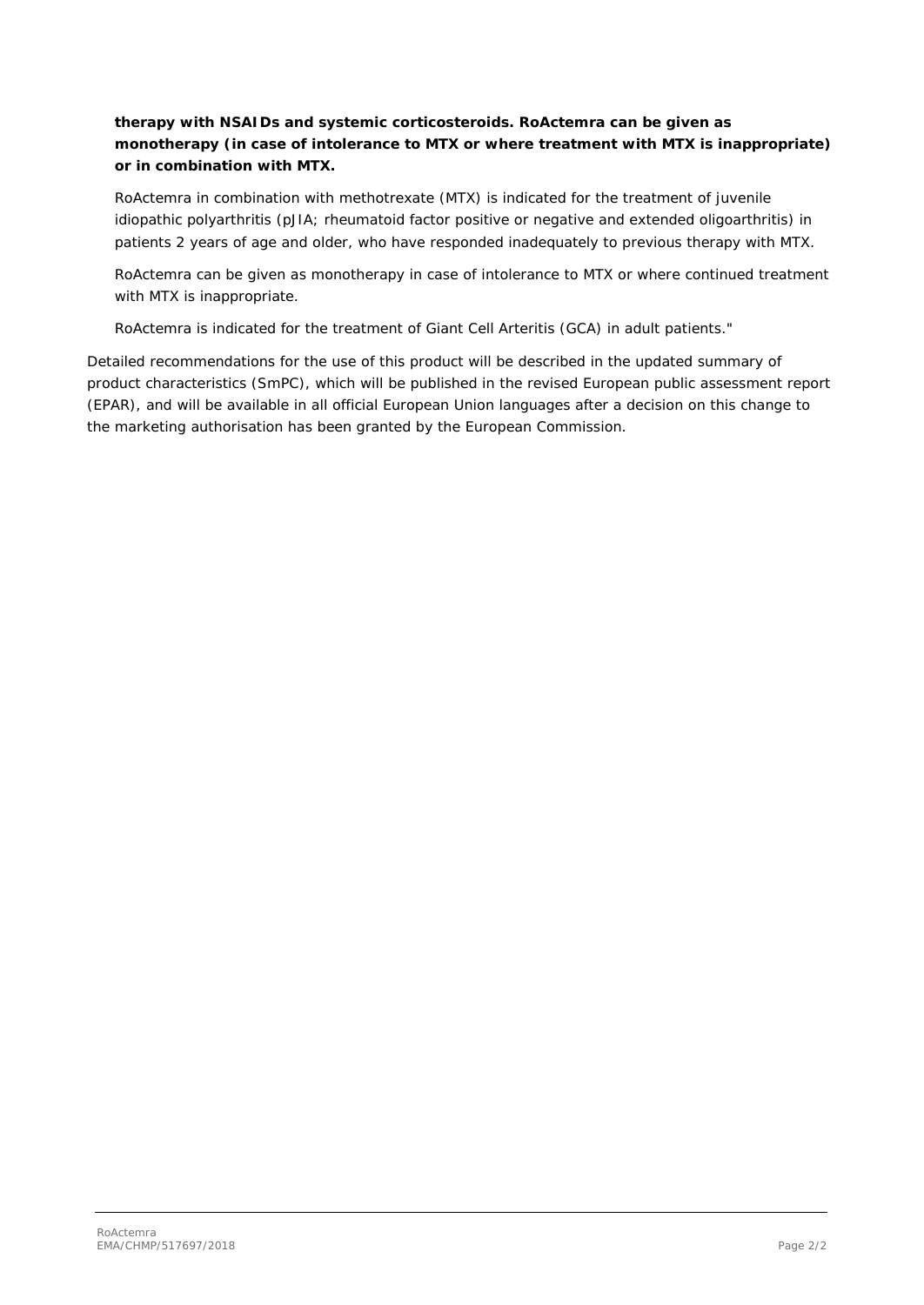**therapy with NSAIDs and systemic corticosteroids. RoActemra can be given as monotherapy (in case of intolerance to MTX or where treatment with MTX is inappropriate) or in combination with MTX.**

RoActemra in combination with methotrexate (MTX) is indicated for the treatment of juvenile idiopathic polyarthritis (pJIA; rheumatoid factor positive or negative and extended oligoarthritis) in patients 2 years of age and older, who have responded inadequately to previous therapy with MTX.

RoActemra can be given as monotherapy in case of intolerance to MTX or where continued treatment with MTX is inappropriate.

RoActemra is indicated for the treatment of Giant Cell Arteritis (GCA) in adult patients."

Detailed recommendations for the use of this product will be described in the updated summary of product characteristics (SmPC), which will be published in the revised European public assessment report (EPAR), and will be available in all official European Union languages after a decision on this change to the marketing authorisation has been granted by the European Commission.